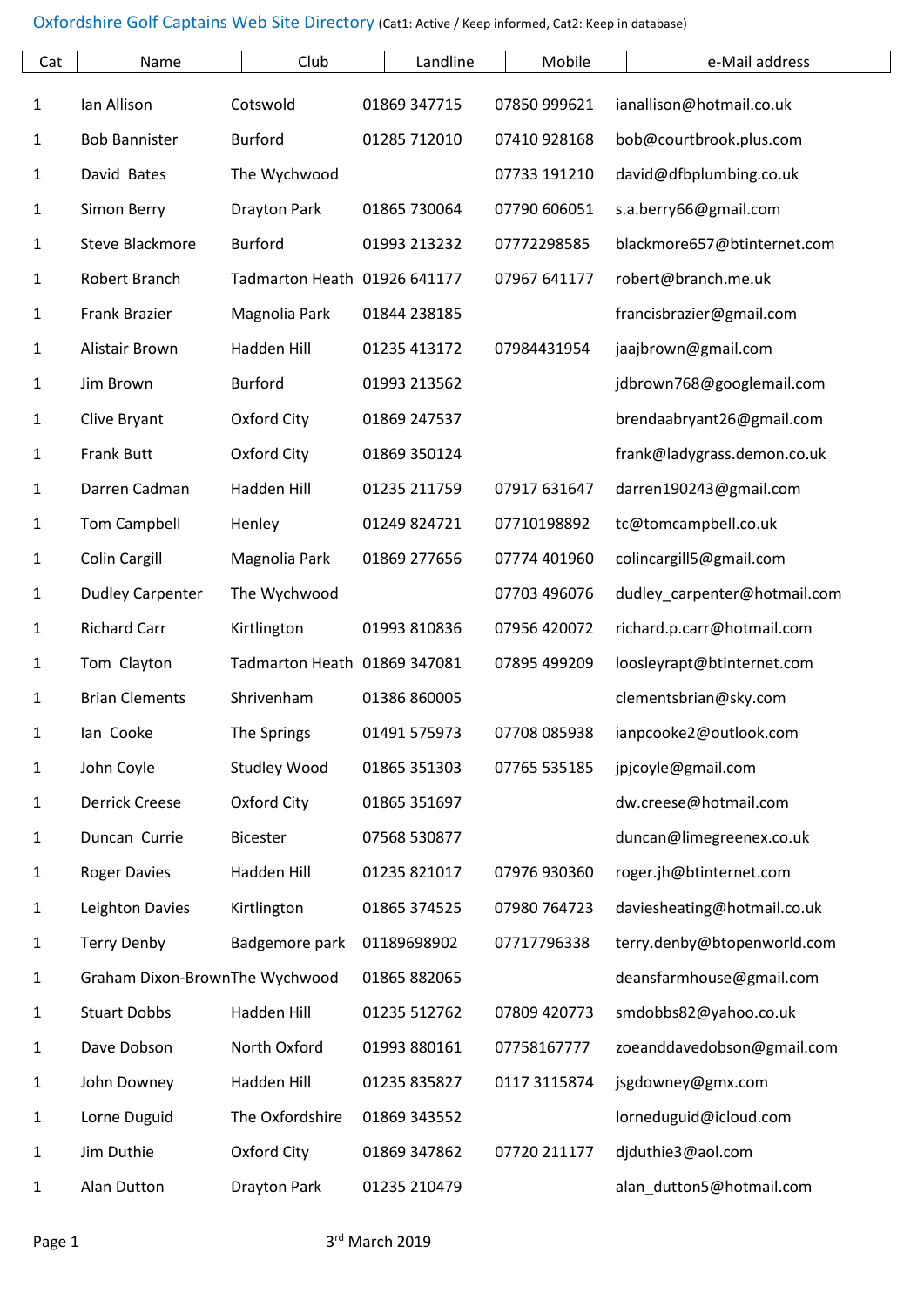# Oxfordshire Golf Captains Web Site Directory (Cat1: Active / Keep informed, Cat2: Keep in database)

| Cat | Name | Club | Landline | Mobile | e-Mail address |
|---|---|---|---|---|---|
| 1 | Ian Allison | Cotswold | 01869 347715 | 07850 999621 | ianallison@hotmail.co.uk |
| 1 | Bob Bannister | Burford | 01285 712010 | 07410 928168 | bob@courtbrook.plus.com |
| 1 | David Bates | The Wychwood | | 07733 191210 | david@dfbplumbing.co.uk |
| 1 | Simon Berry | Drayton Park | 01865 730064 | 07790 606051 | s.a.berry66@gmail.com |
| 1 | Steve Blackmore | Burford | 01993 213232 | 07772298585 | blackmore657@btinternet.com |
| 1 | Robert Branch | Tadmarton Heath | 01926 641177 | 07967 641177 | robert@branch.me.uk |
| 1 | Frank Brazier | Magnolia Park | 01844 238185 | | francisbrazier@gmail.com |
| 1 | Alistair Brown | Hadden Hill | 01235 413172 | 07984431954 | jaajbrown@gmail.com |
| 1 | Jim Brown | Burford | 01993 213562 | | jdbrown768@googlemail.com |
| 1 | Clive Bryant | Oxford City | 01869 247537 | | brendaabryant26@gmail.com |
| 1 | Frank Butt | Oxford City | 01869 350124 | | frank@ladygrass.demon.co.uk |
| 1 | Darren Cadman | Hadden Hill | 01235 211759 | 07917 631647 | darren190243@gmail.com |
| 1 | Tom Campbell | Henley | 01249 824721 | 07710198892 | tc@tomcampbell.co.uk |
| 1 | Colin Cargill | Magnolia Park | 01869 277656 | 07774 401960 | colincargill5@gmail.com |
| 1 | Dudley Carpenter | The Wychwood | | 07703 496076 | dudley_carpenter@hotmail.com |
| 1 | Richard Carr | Kirtlington | 01993 810836 | 07956 420072 | richard.p.carr@hotmail.com |
| 1 | Tom Clayton | Tadmarton Heath | 01869 347081 | 07895 499209 | loosleyrapt@btinternet.com |
| 1 | Brian Clements | Shrivenham | 01386 860005 | | clementsbrian@sky.com |
| 1 | Ian Cooke | The Springs | 01491 575973 | 07708 085938 | ianpcooke2@outlook.com |
| 1 | John Coyle | Studley Wood | 01865 351303 | 07765 535185 | jpjcoyle@gmail.com |
| 1 | Derrick Creese | Oxford City | 01865 351697 | | dw.creese@hotmail.com |
| 1 | Duncan Currie | Bicester | 07568 530877 | | duncan@limegreenex.co.uk |
| 1 | Roger Davies | Hadden Hill | 01235 821017 | 07976 930360 | roger.jh@btinternet.com |
| 1 | Leighton Davies | Kirtlington | 01865 374525 | 07980 764723 | daviesheating@hotmail.co.uk |
| 1 | Terry Denby | Badgemore park | 01189698902 | 07717796338 | terry.denby@btopenworld.com |
| 1 | Graham Dixon-Brown | The Wychwood | 01865 882065 | | deansfarmhouse@gmail.com |
| 1 | Stuart Dobbs | Hadden Hill | 01235 512762 | 07809 420773 | smdobbs82@yahoo.co.uk |
| 1 | Dave Dobson | North Oxford | 01993 880161 | 07758167777 | zoeanddavedobson@gmail.com |
| 1 | John Downey | Hadden Hill | 01235 835827 | 0117 3115874 | jsgdowney@gmx.com |
| 1 | Lorne Duguid | The Oxfordshire | 01869 343552 | | lorneduguid@icloud.com |
| 1 | Jim Duthie | Oxford City | 01869 347862 | 07720 211177 | djduthie3@aol.com |
| 1 | Alan Dutton | Drayton Park | 01235 210479 | | alan_dutton5@hotmail.com |

3rd March 2019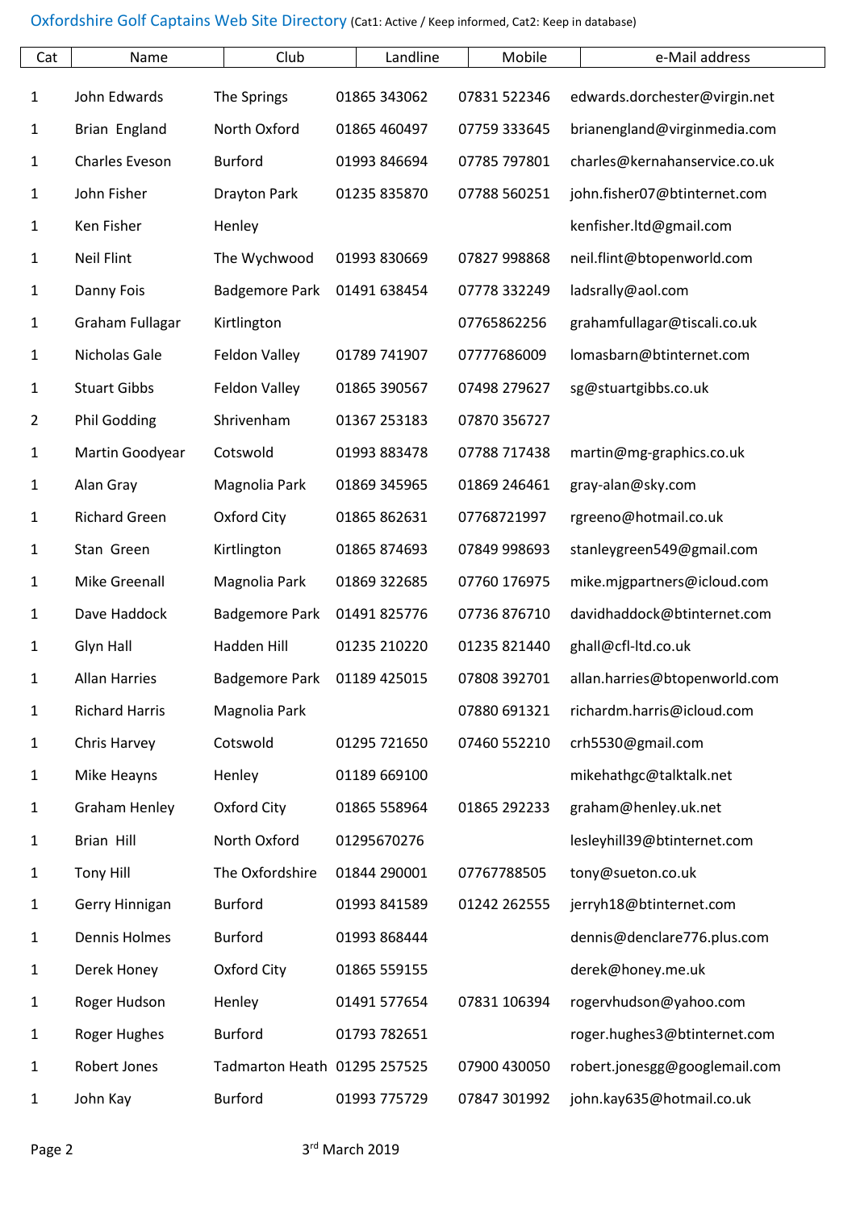Oxfordshire Golf Captains Web Site Directory (Cat1: Active / Keep informed, Cat2: Keep in database)

| Cat | Name | Club | Landline | Mobile | e-Mail address |
|---|---|---|---|---|---|
| 1 | John Edwards | The Springs | 01865 343062 | 07831 522346 | edwards.dorchester@virgin.net |
| 1 | Brian England | North Oxford | 01865 460497 | 07759 333645 | brianengland@virginmedia.com |
| 1 | Charles Eveson | Burford | 01993 846694 | 07785 797801 | charles@kernahanservice.co.uk |
| 1 | John Fisher | Drayton Park | 01235 835870 | 07788 560251 | john.fisher07@btinternet.com |
| 1 | Ken Fisher | Henley | | | kenfisher.ltd@gmail.com |
| 1 | Neil Flint | The Wychwood | 01993 830669 | 07827 998868 | neil.flint@btopenworld.com |
| 1 | Danny Fois | Badgemore Park | 01491 638454 | 07778 332249 | ladsrally@aol.com |
| 1 | Graham Fullagar | Kirtlington | | 07765862256 | grahamfullagar@tiscali.co.uk |
| 1 | Nicholas Gale | Feldon Valley | 01789 741907 | 07777686009 | lomasbarn@btinternet.com |
| 1 | Stuart Gibbs | Feldon Valley | 01865 390567 | 07498 279627 | sg@stuartgibbs.co.uk |
| 2 | Phil Godding | Shrivenham | 01367 253183 | 07870 356727 | |
| 1 | Martin Goodyear | Cotswold | 01993 883478 | 07788 717438 | martin@mg-graphics.co.uk |
| 1 | Alan Gray | Magnolia Park | 01869 345965 | 01869 246461 | gray-alan@sky.com |
| 1 | Richard Green | Oxford City | 01865 862631 | 07768721997 | rgreeno@hotmail.co.uk |
| 1 | Stan Green | Kirtlington | 01865 874693 | 07849 998693 | stanleygreen549@gmail.com |
| 1 | Mike Greenall | Magnolia Park | 01869 322685 | 07760 176975 | mike.mjgpartners@icloud.com |
| 1 | Dave Haddock | Badgemore Park | 01491 825776 | 07736 876710 | davidhaddock@btinternet.com |
| 1 | Glyn Hall | Hadden Hill | 01235 210220 | 01235 821440 | ghall@cfl-ltd.co.uk |
| 1 | Allan Harries | Badgemore Park | 01189 425015 | 07808 392701 | allan.harries@btopenworld.com |
| 1 | Richard Harris | Magnolia Park | | 07880 691321 | richardm.harris@icloud.com |
| 1 | Chris Harvey | Cotswold | 01295 721650 | 07460 552210 | crh5530@gmail.com |
| 1 | Mike Heayns | Henley | 01189 669100 | | mikehathgc@talktalk.net |
| 1 | Graham Henley | Oxford City | 01865 558964 | 01865 292233 | graham@henley.uk.net |
| 1 | Brian Hill | North Oxford | 01295670276 | | lesleyhill39@btinternet.com |
| 1 | Tony Hill | The Oxfordshire | 01844 290001 | 07767788505 | tony@sueton.co.uk |
| 1 | Gerry Hinnigan | Burford | 01993 841589 | 01242 262555 | jerryh18@btinternet.com |
| 1 | Dennis Holmes | Burford | 01993 868444 | | dennis@denclare776.plus.com |
| 1 | Derek Honey | Oxford City | 01865 559155 | | derek@honey.me.uk |
| 1 | Roger Hudson | Henley | 01491 577654 | 07831 106394 | rogervhudson@yahoo.com |
| 1 | Roger Hughes | Burford | 01793 782651 | | roger.hughes3@btinternet.com |
| 1 | Robert Jones | Tadmarton Heath | 01295 257525 | 07900 430050 | robert.jonesgg@googlemail.com |
| 1 | John Kay | Burford | 01993 775729 | 07847 301992 | john.kay635@hotmail.co.uk |

3rd March 2019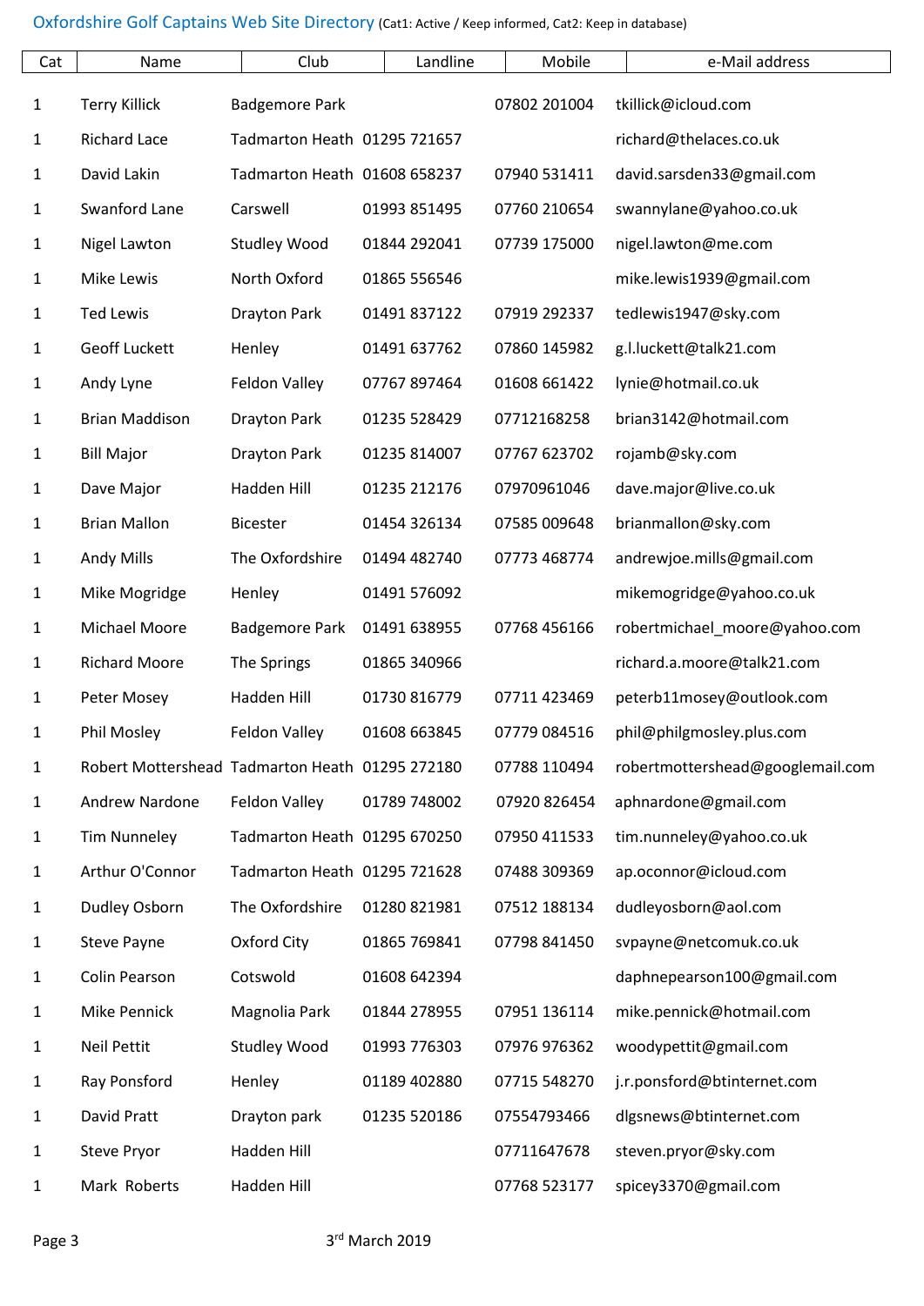Oxfordshire Golf Captains Web Site Directory (Cat1: Active / Keep informed, Cat2: Keep in database)

| Cat | Name | Club | Landline | Mobile | e-Mail address |
|---|---|---|---|---|---|
| 1 | Terry Killick | Badgemore Park | | 07802 201004 | tkillick@icloud.com |
| 1 | Richard Lace | Tadmarton Heath | 01295 721657 | | richard@thelaces.co.uk |
| 1 | David Lakin | Tadmarton Heath | 01608 658237 | 07940 531411 | david.sarsden33@gmail.com |
| 1 | Swanford Lane | Carswell | 01993 851495 | 07760 210654 | swannylane@yahoo.co.uk |
| 1 | Nigel Lawton | Studley Wood | 01844 292041 | 07739 175000 | nigel.lawton@me.com |
| 1 | Mike Lewis | North Oxford | 01865 556546 | | mike.lewis1939@gmail.com |
| 1 | Ted Lewis | Drayton Park | 01491 837122 | 07919 292337 | tedlewis1947@sky.com |
| 1 | Geoff Luckett | Henley | 01491 637762 | 07860 145982 | g.l.luckett@talk21.com |
| 1 | Andy Lyne | Feldon Valley | 07767 897464 | 01608 661422 | lynie@hotmail.co.uk |
| 1 | Brian Maddison | Drayton Park | 01235 528429 | 07712168258 | brian3142@hotmail.com |
| 1 | Bill Major | Drayton Park | 01235 814007 | 07767 623702 | rojamb@sky.com |
| 1 | Dave Major | Hadden Hill | 01235 212176 | 07970961046 | dave.major@live.co.uk |
| 1 | Brian Mallon | Bicester | 01454 326134 | 07585 009648 | brianmallon@sky.com |
| 1 | Andy Mills | The Oxfordshire | 01494 482740 | 07773 468774 | andrewjoe.mills@gmail.com |
| 1 | Mike Mogridge | Henley | 01491 576092 | | mikemogridge@yahoo.co.uk |
| 1 | Michael Moore | Badgemore Park | 01491 638955 | 07768 456166 | robertmichael_moore@yahoo.com |
| 1 | Richard Moore | The Springs | 01865 340966 | | richard.a.moore@talk21.com |
| 1 | Peter Mosey | Hadden Hill | 01730 816779 | 07711 423469 | peterb11mosey@outlook.com |
| 1 | Phil Mosley | Feldon Valley | 01608 663845 | 07779 084516 | phil@philgmosley.plus.com |
| 1 | Robert Mottershead | Tadmarton Heath | 01295 272180 | 07788 110494 | robertmottershead@googlemail.com |
| 1 | Andrew Nardone | Feldon Valley | 01789 748002 | 07920 826454 | aphnardone@gmail.com |
| 1 | Tim Nunneley | Tadmarton Heath | 01295 670250 | 07950 411533 | tim.nunneley@yahoo.co.uk |
| 1 | Arthur O'Connor | Tadmarton Heath | 01295 721628 | 07488 309369 | ap.oconnor@icloud.com |
| 1 | Dudley Osborn | The Oxfordshire | 01280 821981 | 07512 188134 | dudleyosborn@aol.com |
| 1 | Steve Payne | Oxford City | 01865 769841 | 07798 841450 | svpayne@netcomuk.co.uk |
| 1 | Colin Pearson | Cotswold | 01608 642394 | | daphnepearson100@gmail.com |
| 1 | Mike Pennick | Magnolia Park | 01844 278955 | 07951 136114 | mike.pennick@hotmail.com |
| 1 | Neil Pettit | Studley Wood | 01993 776303 | 07976 976362 | woodypettit@gmail.com |
| 1 | Ray Ponsford | Henley | 01189 402880 | 07715 548270 | j.r.ponsford@btinternet.com |
| 1 | David Pratt | Drayton park | 01235 520186 | 07554793466 | dlgsnews@btinternet.com |
| 1 | Steve Pryor | Hadden Hill | | 07711647678 | steven.pryor@sky.com |
| 1 | Mark Roberts | Hadden Hill | | 07768 523177 | spicey3370@gmail.com |

3rd March 2019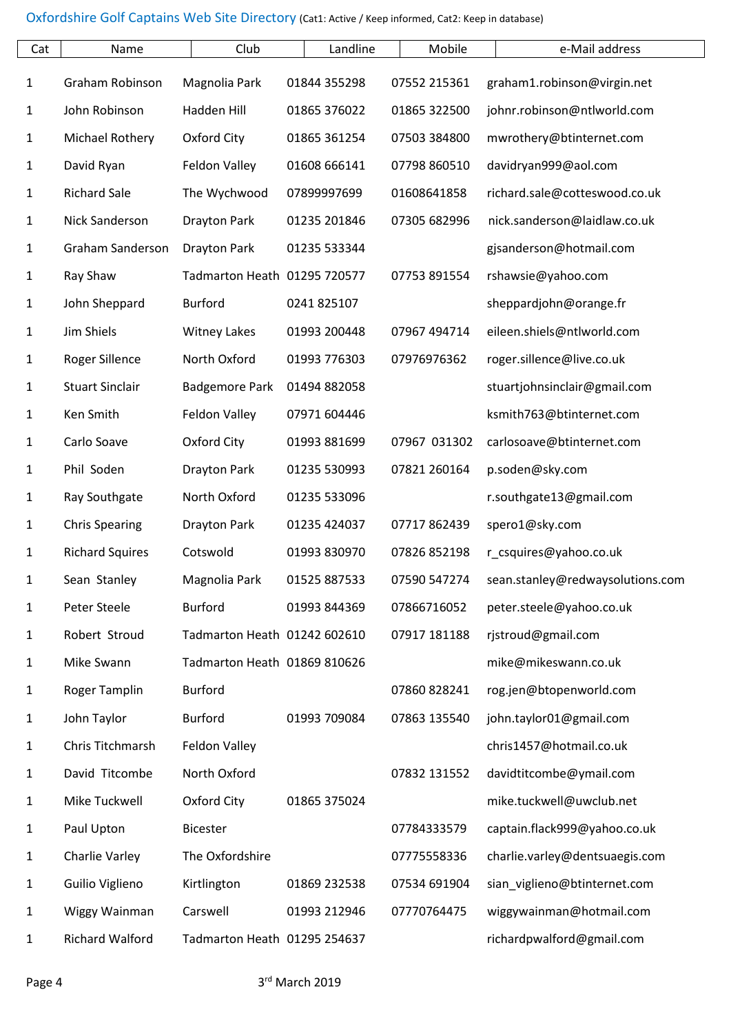Oxfordshire Golf Captains Web Site Directory (Cat1: Active / Keep informed, Cat2: Keep in database)

| Cat | Name | Club | Landline | Mobile | e-Mail address |
|---|---|---|---|---|---|
| 1 | Graham Robinson | Magnolia Park | 01844 355298 | 07552 215361 | graham1.robinson@virgin.net |
| 1 | John Robinson | Hadden Hill | 01865 376022 | 01865 322500 | johnr.robinson@ntlworld.com |
| 1 | Michael Rothery | Oxford City | 01865 361254 | 07503 384800 | mwrothery@btinternet.com |
| 1 | David Ryan | Feldon Valley | 01608 666141 | 07798 860510 | davidryan999@aol.com |
| 1 | Richard Sale | The Wychwood | 07899997699 | 01608641858 | richard.sale@cotteswood.co.uk |
| 1 | Nick Sanderson | Drayton Park | 01235 201846 | 07305 682996 | nick.sanderson@laidlaw.co.uk |
| 1 | Graham Sanderson | Drayton Park | 01235 533344 | | gjsanderson@hotmail.com |
| 1 | Ray Shaw | Tadmarton Heath | 01295 720577 | 07753 891554 | rshawsie@yahoo.com |
| 1 | John Sheppard | Burford | 0241 825107 | | sheppardjohn@orange.fr |
| 1 | Jim Shiels | Witney Lakes | 01993 200448 | 07967 494714 | eileen.shiels@ntlworld.com |
| 1 | Roger Sillence | North Oxford | 01993 776303 | 07976976362 | roger.sillence@live.co.uk |
| 1 | Stuart Sinclair | Badgemore Park | 01494 882058 | | stuartjohnsinclair@gmail.com |
| 1 | Ken Smith | Feldon Valley | 07971 604446 | | ksmith763@btinternet.com |
| 1 | Carlo Soave | Oxford City | 01993 881699 | 07967 031302 | carlosoave@btinternet.com |
| 1 | Phil Soden | Drayton Park | 01235 530993 | 07821 260164 | p.soden@sky.com |
| 1 | Ray Southgate | North Oxford | 01235 533096 | | r.southgate13@gmail.com |
| 1 | Chris Spearing | Drayton Park | 01235 424037 | 07717 862439 | spero1@sky.com |
| 1 | Richard Squires | Cotswold | 01993 830970 | 07826 852198 | r_csquires@yahoo.co.uk |
| 1 | Sean Stanley | Magnolia Park | 01525 887533 | 07590 547274 | sean.stanley@redwaysolutions.com |
| 1 | Peter Steele | Burford | 01993 844369 | 07866716052 | peter.steele@yahoo.co.uk |
| 1 | Robert Stroud | Tadmarton Heath | 01242 602610 | 07917 181188 | rjstroud@gmail.com |
| 1 | Mike Swann | Tadmarton Heath | 01869 810626 | | mike@mikeswann.co.uk |
| 1 | Roger Tamplin | Burford | | 07860 828241 | rog.jen@btopenworld.com |
| 1 | John Taylor | Burford | 01993 709084 | 07863 135540 | john.taylor01@gmail.com |
| 1 | Chris Titchmarsh | Feldon Valley | | | chris1457@hotmail.co.uk |
| 1 | David Titcombe | North Oxford | | 07832 131552 | davidtitcombe@ymail.com |
| 1 | Mike Tuckwell | Oxford City | 01865 375024 | | mike.tuckwell@uwclub.net |
| 1 | Paul Upton | Bicester | | 07784333579 | captain.flack999@yahoo.co.uk |
| 1 | Charlie Varley | The Oxfordshire | | 07775558336 | charlie.varley@dentsuaegis.com |
| 1 | Guilio Viglieno | Kirtlington | 01869 232538 | 07534 691904 | sian_viglieno@btinternet.com |
| 1 | Wiggy Wainman | Carswell | 01993 212946 | 07770764475 | wiggywainman@hotmail.com |
| 1 | Richard Walford | Tadmarton Heath | 01295 254637 | | richardpwalford@gmail.com |

3rd March 2019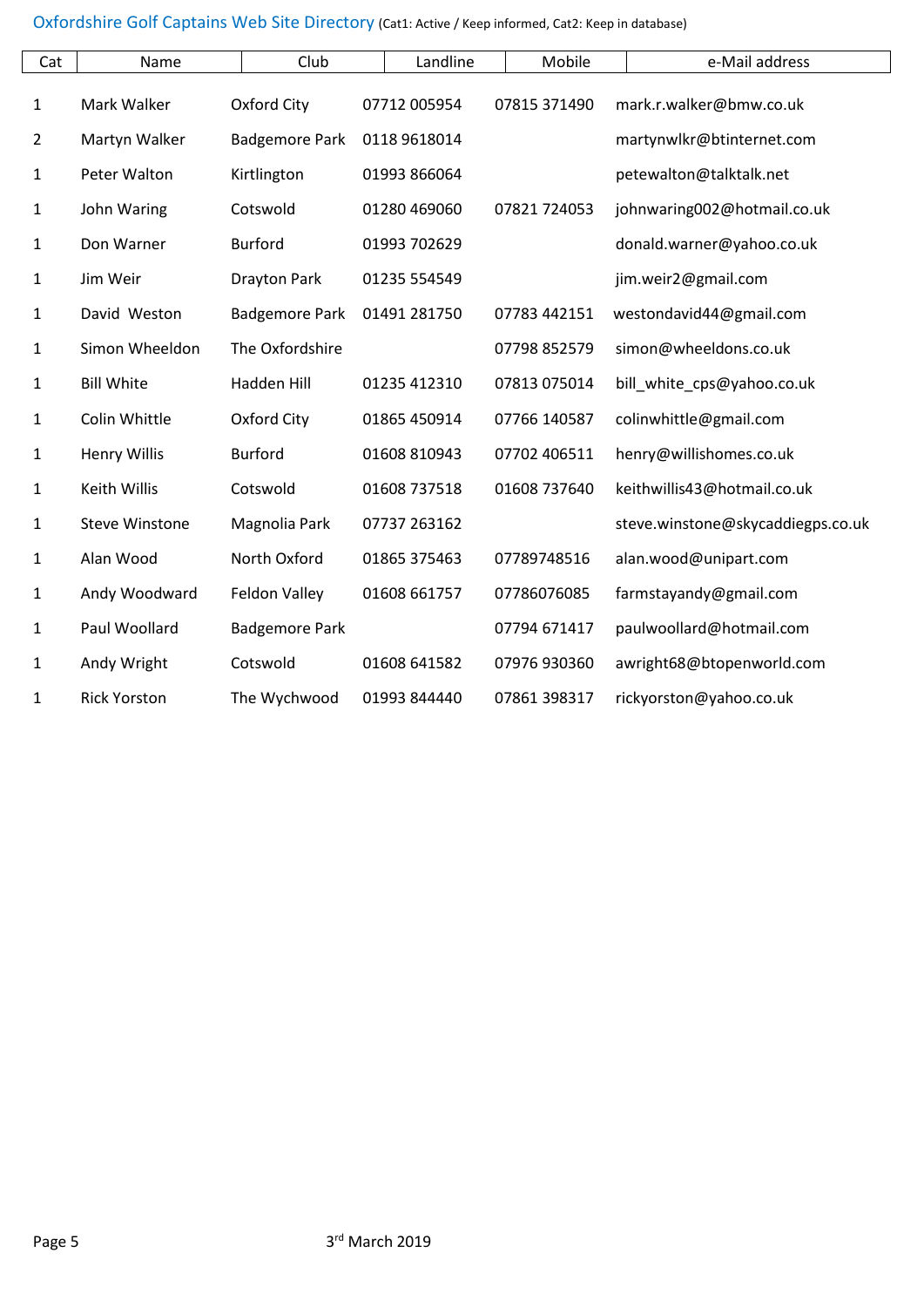Oxfordshire Golf Captains Web Site Directory (Cat1: Active / Keep informed, Cat2: Keep in database)

| Cat | Name | Club | Landline | Mobile | e-Mail address |
|---|---|---|---|---|---|
| 1 | Mark Walker | Oxford City | 07712 005954 | 07815 371490 | mark.r.walker@bmw.co.uk |
| 2 | Martyn Walker | Badgemore Park | 0118 9618014 | | martynwlkr@btinternet.com |
| 1 | Peter Walton | Kirtlington | 01993 866064 | | petewalton@talktalk.net |
| 1 | John Waring | Cotswold | 01280 469060 | 07821 724053 | johnwaring002@hotmail.co.uk |
| 1 | Don Warner | Burford | 01993 702629 | | donald.warner@yahoo.co.uk |
| 1 | Jim Weir | Drayton Park | 01235 554549 | | jim.weir2@gmail.com |
| 1 | David Weston | Badgemore Park | 01491 281750 | 07783 442151 | westondavid44@gmail.com |
| 1 | Simon Wheeldon | The Oxfordshire | | 07798 852579 | simon@wheeldons.co.uk |
| 1 | Bill White | Hadden Hill | 01235 412310 | 07813 075014 | bill_white_cps@yahoo.co.uk |
| 1 | Colin Whittle | Oxford City | 01865 450914 | 07766 140587 | colinwhittle@gmail.com |
| 1 | Henry Willis | Burford | 01608 810943 | 07702 406511 | henry@willishomes.co.uk |
| 1 | Keith Willis | Cotswold | 01608 737518 | 01608 737640 | keithwillis43@hotmail.co.uk |
| 1 | Steve Winstone | Magnolia Park | 07737 263162 | | steve.winstone@skycaddiegps.co.uk |
| 1 | Alan Wood | North Oxford | 01865 375463 | 07789748516 | alan.wood@unipart.com |
| 1 | Andy Woodward | Feldon Valley | 01608 661757 | 07786076085 | farmstayandy@gmail.com |
| 1 | Paul Woollard | Badgemore Park | | 07794 671417 | paulwoollard@hotmail.com |
| 1 | Andy Wright | Cotswold | 01608 641582 | 07976 930360 | awright68@btopenworld.com |
| 1 | Rick Yorston | The Wychwood | 01993 844440 | 07861 398317 | rickyorston@yahoo.co.uk |

3rd March 2019